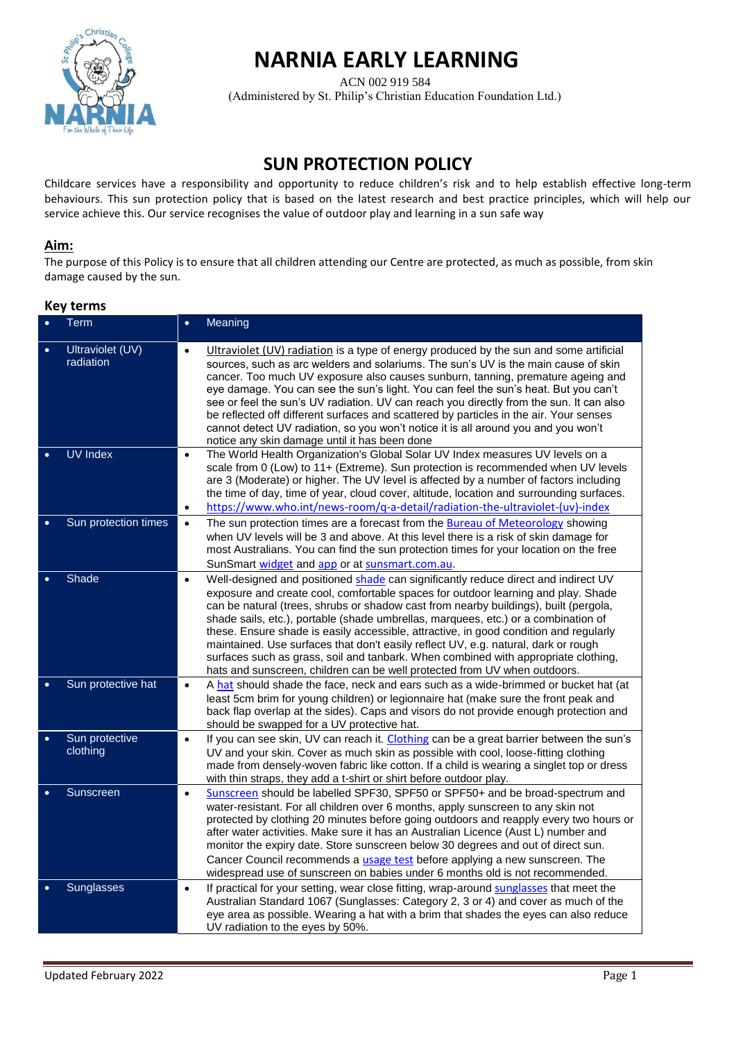# NARNIA EARLY LEARNING

ACN 002 919 584

(Administered by St. Philip's Christian Education Foundation Ltd.)

## SUN PROTECTION POLICY

Childcare services have a responsibility and opportunity to reduce children's risk and to help establish effective long-term behaviours. This sun protection policy that is based on the latest research and best practice principles, which will help our service achieve this. Our service recognises the value of outdoor play and learning in a sun safe way

### Aim:

The purpose of this Policy is to ensure that all children attending our Centre are protected, as much as possible, from skin damage caused by the sun.

### Key terms

| Term | Meaning |
|---|---|
| Ultraviolet (UV) radiation | Ultraviolet (UV) radiation is a type of energy produced by the sun and some artificial sources, such as arc welders and solariums. The sun's UV is the main cause of skin cancer. Too much UV exposure also causes sunburn, tanning, premature ageing and eye damage. You can see the sun's light. You can feel the sun's heat. But you can't see or feel the sun's UV radiation. UV can reach you directly from the sun. It can also be reflected off different surfaces and scattered by particles in the air. Your senses cannot detect UV radiation, so you won't notice it is all around you and you won't notice any skin damage until it has been done |
| UV Index | The World Health Organization's Global Solar UV Index measures UV levels on a scale from 0 (Low) to 11+ (Extreme). Sun protection is recommended when UV levels are 3 (Moderate) or higher. The UV level is affected by a number of factors including the time of day, time of year, cloud cover, altitude, location and surrounding surfaces.<br>https://www.who.int/news-room/q-a-detail/radiation-the-ultraviolet-(uv)-index |
| Sun protection times | The sun protection times are a forecast from the Bureau of Meteorology showing when UV levels will be 3 and above. At this level there is a risk of skin damage for most Australians. You can find the sun protection times for your location on the free SunSmart widget and app or at sunsmart.com.au. |
| Shade | Well-designed and positioned shade can significantly reduce direct and indirect UV exposure and create cool, comfortable spaces for outdoor learning and play. Shade can be natural (trees, shrubs or shadow cast from nearby buildings), built (pergola, shade sails, etc.), portable (shade umbrellas, marquees, etc.) or a combination of these. Ensure shade is easily accessible, attractive, in good condition and regularly maintained. Use surfaces that don't easily reflect UV, e.g. natural, dark or rough surfaces such as grass, soil and tanbark. When combined with appropriate clothing, hats and sunscreen, children can be well protected from UV when outdoors. |
| Sun protective hat | A hat should shade the face, neck and ears such as a wide-brimmed or bucket hat (at least 5cm brim for young children) or legionnaire hat (make sure the front peak and back flap overlap at the sides). Caps and visors do not provide enough protection and should be swapped for a UV protective hat. |
| Sun protective clothing | If you can see skin, UV can reach it. Clothing can be a great barrier between the sun's UV and your skin. Cover as much skin as possible with cool, loose-fitting clothing made from densely-woven fabric like cotton. If a child is wearing a singlet top or dress with thin straps, they add a t-shirt or shirt before outdoor play. |
| Sunscreen | Sunscreen should be labelled SPF30, SPF50 or SPF50+ and be broad-spectrum and water-resistant. For all children over 6 months, apply sunscreen to any skin not protected by clothing 20 minutes before going outdoors and reapply every two hours or after water activities. Make sure it has an Australian Licence (Aust L) number and monitor the expiry date. Store sunscreen below 30 degrees and out of direct sun. Cancer Council recommends a usage test before applying a new sunscreen. The widespread use of sunscreen on babies under 6 months old is not recommended. |
| Sunglasses | If practical for your setting, wear close fitting, wrap-around sunglasses that meet the Australian Standard 1067 (Sunglasses: Category 2, 3 or 4) and cover as much of the eye area as possible. Wearing a hat with a brim that shades the eyes can also reduce UV radiation to the eyes by 50%. |

Updated February 2022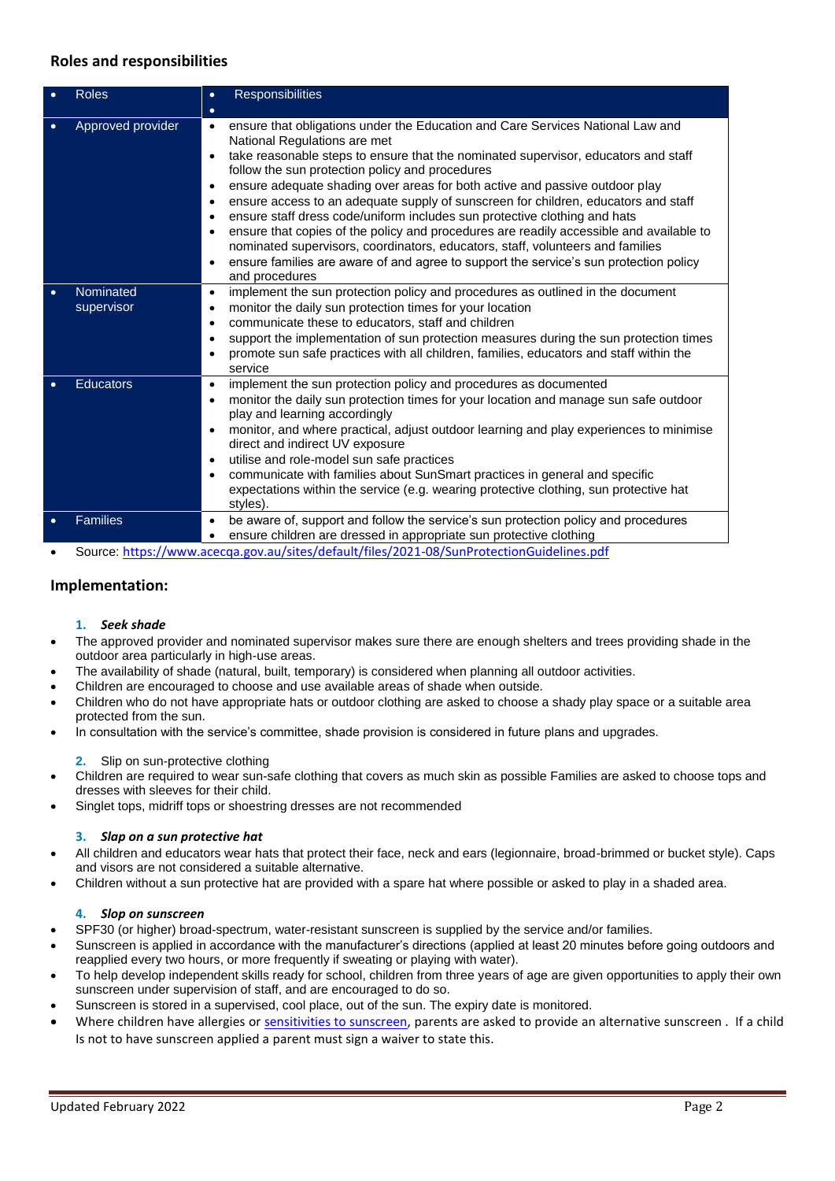## Roles and responsibilities

| Roles | Responsibilities |
| --- | --- |
| Approved provider | • ensure that obligations under the Education and Care Services National Law and National Regulations are met<br>• take reasonable steps to ensure that the nominated supervisor, educators and staff follow the sun protection policy and procedures<br>• ensure adequate shading over areas for both active and passive outdoor play<br>• ensure access to an adequate supply of sunscreen for children, educators and staff<br>• ensure staff dress code/uniform includes sun protective clothing and hats<br>• ensure that copies of the policy and procedures are readily accessible and available to nominated supervisors, coordinators, educators, staff, volunteers and families<br>• ensure families are aware of and agree to support the service's sun protection policy and procedures |
| Nominated supervisor | • implement the sun protection policy and procedures as outlined in the document<br>• monitor the daily sun protection times for your location<br>• communicate these to educators, staff and children<br>• support the implementation of sun protection measures during the sun protection times<br>• promote sun safe practices with all children, families, educators and staff within the service |
| Educators | • implement the sun protection policy and procedures as documented<br>• monitor the daily sun protection times for your location and manage sun safe outdoor play and learning accordingly<br>• monitor, and where practical, adjust outdoor learning and play experiences to minimise direct and indirect UV exposure<br>• utilise and role-model sun safe practices<br>• communicate with families about SunSmart practices in general and specific expectations within the service (e.g. wearing protective clothing, sun protective hat styles). |
| Families | • be aware of, support and follow the service's sun protection policy and procedures<br>• ensure children are dressed in appropriate sun protective clothing |

- Source: https://www.acecqa.gov.au/sites/default/files/2021-08/SunProtectionGuidelines.pdf

## Implementation:

1. ***Seek shade***

- The approved provider and nominated supervisor makes sure there are enough shelters and trees providing shade in the outdoor area particularly in high-use areas.
- The availability of shade (natural, built, temporary) is considered when planning all outdoor activities.
- Children are encouraged to choose and use available areas of shade when outside.
- Children who do not have appropriate hats or outdoor clothing are asked to choose a shady play space or a suitable area protected from the sun.
- In consultation with the service's committee, shade provision is considered in future plans and upgrades.

2. Slip on sun-protective clothing

- Children are required to wear sun-safe clothing that covers as much skin as possible Families are asked to choose tops and dresses with sleeves for their child.
- Singlet tops, midriff tops or shoestring dresses are not recommended

3. ***Slap on a sun protective hat***

- All children and educators wear hats that protect their face, neck and ears (legionnaire, broad-brimmed or bucket style). Caps and visors are not considered a suitable alternative.
- Children without a sun protective hat are provided with a spare hat where possible or asked to play in a shaded area.

4. ***Slop on sunscreen***

- SPF30 (or higher) broad-spectrum, water-resistant sunscreen is supplied by the service and/or families.
- Sunscreen is applied in accordance with the manufacturer's directions (applied at least 20 minutes before going outdoors and reapplied every two hours, or more frequently if sweating or playing with water).
- To help develop independent skills ready for school, children from three years of age are given opportunities to apply their own sunscreen under supervision of staff, and are encouraged to do so.
- Sunscreen is stored in a supervised, cool place, out of the sun. The expiry date is monitored.
- Where children have allergies or sensitivities to sunscreen, parents are asked to provide an alternative sunscreen . If a child Is not to have sunscreen applied a parent must sign a waiver to state this.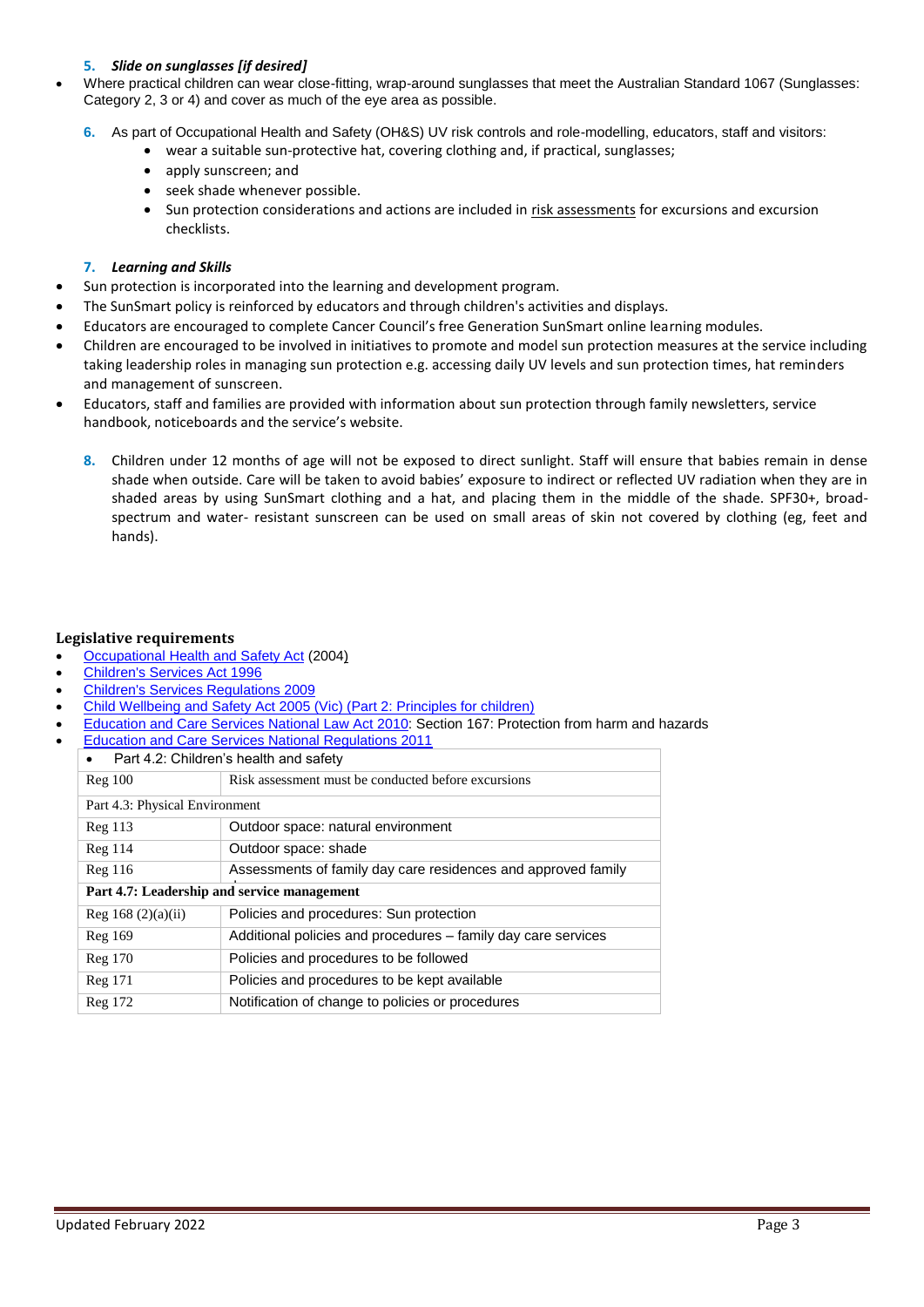5. ***Slide on sunglasses [if desired]***

- Where practical children can wear close-fitting, wrap-around sunglasses that meet the Australian Standard 1067 (Sunglasses: Category 2, 3 or 4) and cover as much of the eye area as possible.

6. As part of Occupational Health and Safety (OH&S) UV risk controls and role-modelling, educators, staff and visitors:
   - wear a suitable sun-protective hat, covering clothing and, if practical, sunglasses;
   - apply sunscreen; and
   - seek shade whenever possible.
   - Sun protection considerations and actions are included in risk assessments for excursions and excursion checklists.

7. ***Learning and Skills***

- Sun protection is incorporated into the learning and development program.
- The SunSmart policy is reinforced by educators and through children's activities and displays.
- Educators are encouraged to complete Cancer Council's free Generation SunSmart online learning modules.
- Children are encouraged to be involved in initiatives to promote and model sun protection measures at the service including taking leadership roles in managing sun protection e.g. accessing daily UV levels and sun protection times, hat reminders and management of sunscreen.
- Educators, staff and families are provided with information about sun protection through family newsletters, service handbook, noticeboards and the service's website.

8. Children under 12 months of age will not be exposed to direct sunlight. Staff will ensure that babies remain in dense shade when outside. Care will be taken to avoid babies' exposure to indirect or reflected UV radiation when they are in shaded areas by using SunSmart clothing and a hat, and placing them in the middle of the shade. SPF30+, broad-spectrum and water- resistant sunscreen can be used on small areas of skin not covered by clothing (eg, feet and hands).

## Legislative requirements

- Occupational Health and Safety Act (2004)
- Children's Services Act 1996
- Children's Services Regulations 2009
- Child Wellbeing and Safety Act 2005 (Vic) (Part 2: Principles for children)
- Education and Care Services National Law Act 2010: Section 167: Protection from harm and hazards
- Education and Care Services National Regulations 2011

| | |
|---|---|
| • Part 4.2: Children's health and safety | |
| Reg 100 | Risk assessment must be conducted before excursions |
| Part 4.3: Physical Environment | |
| Reg 113 | Outdoor space: natural environment |
| Reg 114 | Outdoor space: shade |
| Reg 116 | Assessments of family day care residences and approved family |
| **Part 4.7: Leadership and service management** | |
| Reg 168 (2)(a)(ii) | Policies and procedures: Sun protection |
| Reg 169 | Additional policies and procedures – family day care services |
| Reg 170 | Policies and procedures to be followed |
| Reg 171 | Policies and procedures to be kept available |
| Reg 172 | Notification of change to policies or procedures |

Updated February 2022